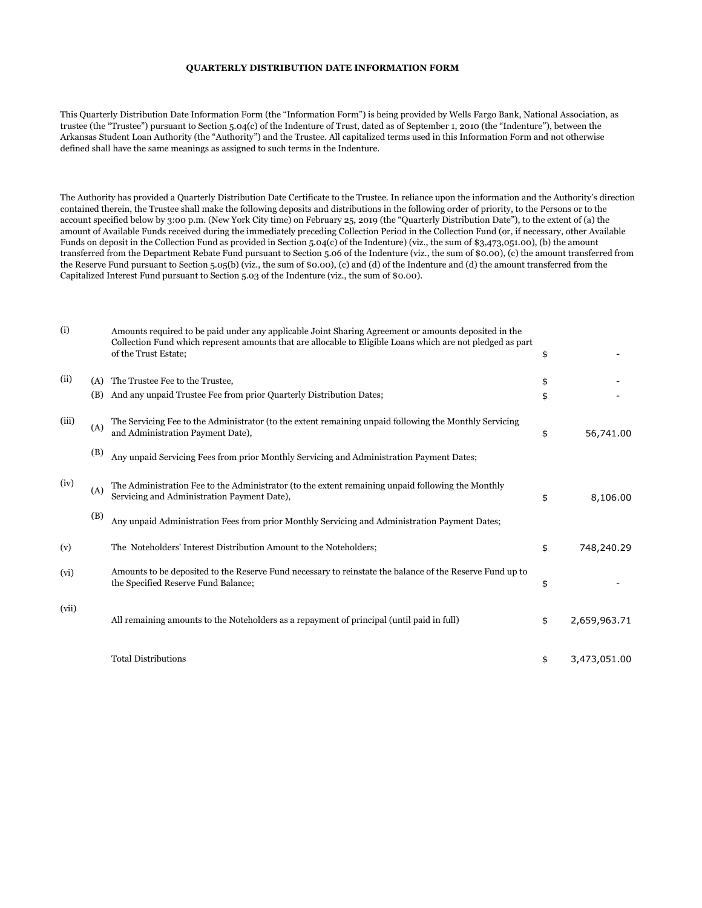## QUARTERLY DISTRIBUTION DATE INFORMATION FORM

This Quarterly Distribution Date Information Form (the "Information Form") is being provided by Wells Fargo Bank, National Association, as trustee (the "Trustee") pursuant to Section 5.04(c) of the Indenture of Trust, dated as of September 1, 2010 (the "Indenture"), between the Arkansas Student Loan Authority (the "Authority") and the Trustee. All capitalized terms used in this Information Form and not otherwise defined shall have the same meanings as assigned to such terms in the Indenture.

The Authority has provided a Quarterly Distribution Date Certificate to the Trustee. In reliance upon the information and the Authority's direction contained therein, the Trustee shall make the following deposits and distributions in the following order of priority, to the Persons or to the account specified below by 3:00 p.m. (New York City time) on February 25, 2019 (the "Quarterly Distribution Date"), to the extent of (a) the amount of Available Funds received during the immediately preceding Collection Period in the Collection Fund (or, if necessary, other Available Funds on deposit in the Collection Fund as provided in Section 5.04(c) of the Indenture) (viz., the sum of $3,473,051.00), (b) the amount transferred from the Department Rebate Fund pursuant to Section 5.06 of the Indenture (viz., the sum of $0.00), (c) the amount transferred from the Reserve Fund pursuant to Section 5.05(b) (viz., the sum of $0.00), (c) and (d) of the Indenture and (d) the amount transferred from the Capitalized Interest Fund pursuant to Section 5.03 of the Indenture (viz., the sum of $0.00).

| | | | | |
|---|---|---|---|---|
| (i) | | Amounts required to be paid under any applicable Joint Sharing Agreement or amounts deposited in the Collection Fund which represent amounts that are allocable to Eligible Loans which are not pledged as part of the Trust Estate; | $ | - |
| (ii) | (A) | The Trustee Fee to the Trustee, | $ | - |
| | (B) | And any unpaid Trustee Fee from prior Quarterly Distribution Dates; | $ | - |
| (iii) | (A) | The Servicing Fee to the Administrator (to the extent remaining unpaid following the Monthly Servicing and Administration Payment Date), | $ | 56,741.00 |
| | (B) | Any unpaid Servicing Fees from prior Monthly Servicing and Administration Payment Dates; | | |
| (iv) | (A) | The Administration Fee to the Administrator (to the extent remaining unpaid following the Monthly Servicing and Administration Payment Date), | $ | 8,106.00 |
| | (B) | Any unpaid Administration Fees from prior Monthly Servicing and Administration Payment Dates; | | |
| (v) | | The Noteholders' Interest Distribution Amount to the Noteholders; | $ | 748,240.29 |
| (vi) | | Amounts to be deposited to the Reserve Fund necessary to reinstate the balance of the Reserve Fund up to the Specified Reserve Fund Balance; | $ | - |
| (vii) | | All remaining amounts to the Noteholders as a repayment of principal (until paid in full) | $ | 2,659,963.71 |
| | | Total Distributions | $ | 3,473,051.00 |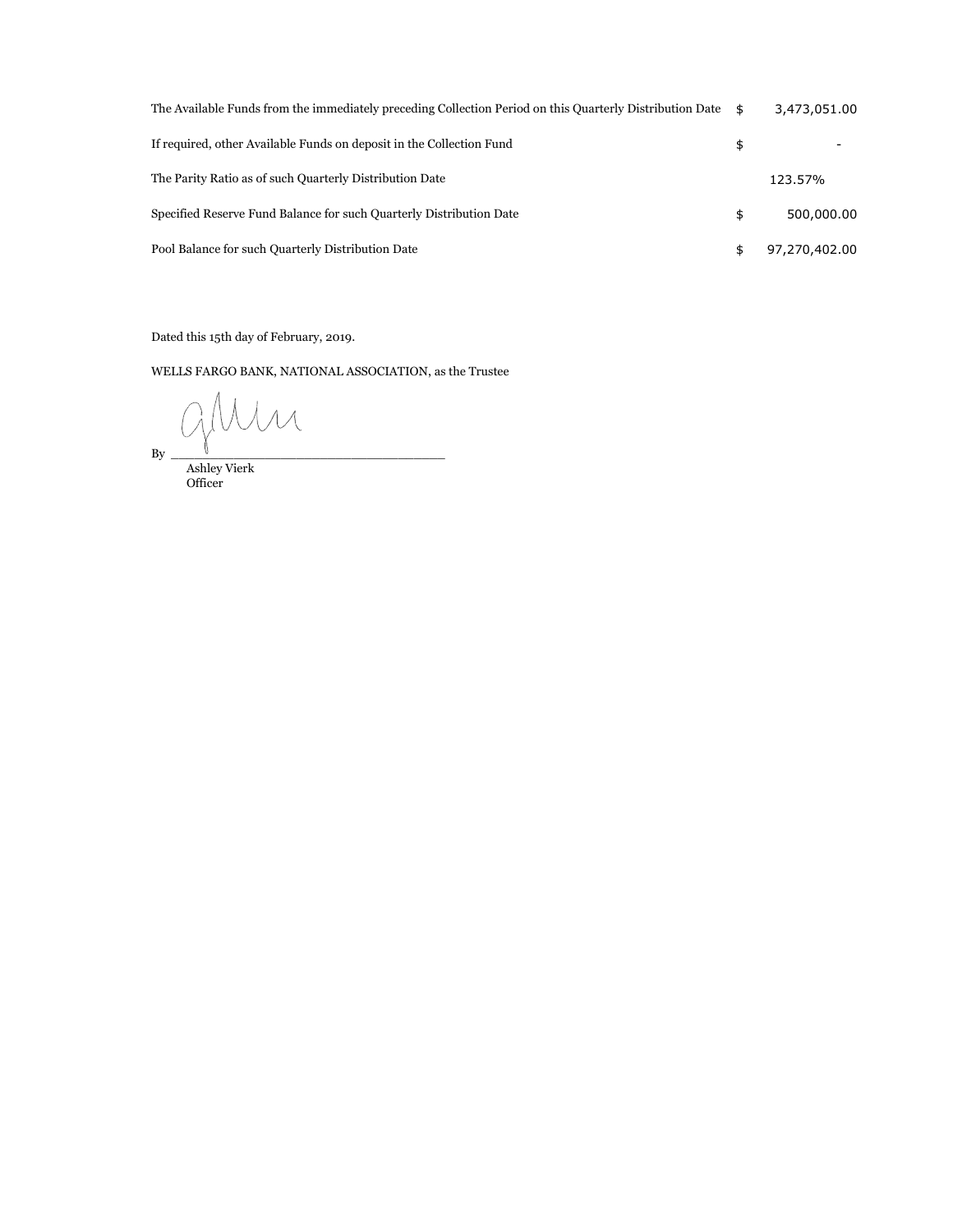| | | |
|---|---|---|
| The Available Funds from the immediately preceding Collection Period on this Quarterly Distribution Date | $ | 3,473,051.00 |
| If required, other Available Funds on deposit in the Collection Fund | $ | - |
| The Parity Ratio as of such Quarterly Distribution Date | | 123.57% |
| Specified Reserve Fund Balance for such Quarterly Distribution Date | $ | 500,000.00 |
| Pool Balance for such Quarterly Distribution Date | $ | 97,270,402.00 |

Dated this 15th day of February, 2019.

WELLS FARGO BANK, NATIONAL ASSOCIATION, as the Trustee

By \_\_\_\_\_\_\_\_\_\_\_\_\_\_\_\_\_\_\_\_\_\_\_\_\_\_\_\_\_\_\_\_\_\_

Ashley Vierk
Officer